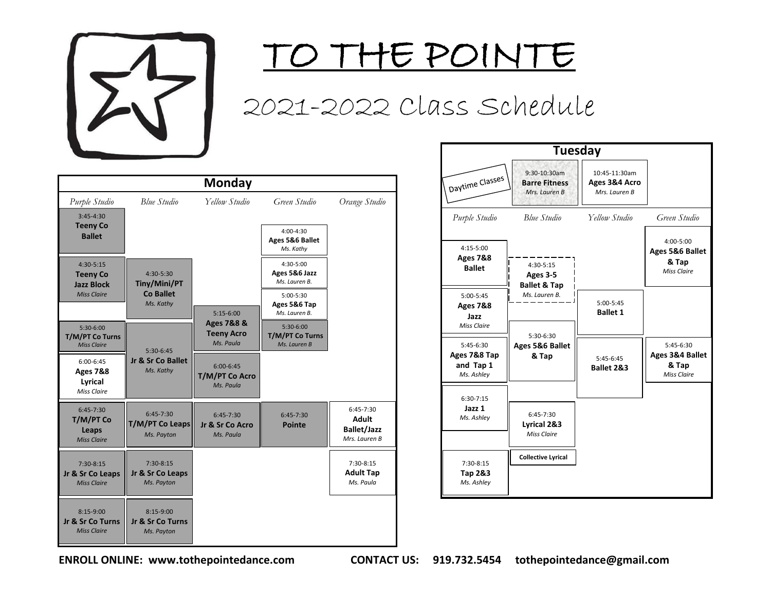# TO THE POINTE

## 2021-2022 Class Schedule

### Monday

| Purple Studio | Blue Studio | Yellow Studio | Green Studio | Orange Studio |
|---|---|---|---|---|
| 3:45-4:30 **Teeny Co Ballet** | | | 4:00-4:30 **Ages 5&6 Ballet** *Ms. Kathy* | |
| 4:30-5:15 **Teeny Co Jazz Block** *Miss Claire* | 4:30-5:30 **Tiny/Mini/PT Co Ballet** *Ms. Kathy* | | 4:30-5:00 **Ages 5&6 Jazz** *Ms. Lauren B.* | |
| | | 5:15-6:00 **Ages 7&8 & Teeny Acro** *Ms. Paula* | 5:00-5:30 **Ages 5&6 Tap** *Ms. Lauren B.* | |
| 5:30-6:00 **T/M/PT Co Turns** *Miss Claire* | 5:30-6:45 **Jr & Sr Co Ballet** *Ms. Kathy* | | 5:30-6:00 **T/M/PT Co Turns** *Ms. Lauren B* | |
| 6:00-6:45 **Ages 7&8 Lyrical** *Miss Claire* | | 6:00-6:45 **T/M/PT Co Acro** *Ms. Paula* | | |
| 6:45-7:30 **T/M/PT Co Leaps** *Miss Claire* | 6:45-7:30 **T/M/PT Co Leaps** *Ms. Payton* | 6:45-7:30 **Jr & Sr Co Acro** *Ms. Paula* | 6:45-7:30 **Pointe** | 6:45-7:30 **Adult Ballet/Jazz** *Mrs. Lauren B* |
| 7:30-8:15 **Jr & Sr Co Leaps** *Miss Claire* | 7:30-8:15 **Jr & Sr Co Leaps** *Ms. Payton* | | | 7:30-8:15 **Adult Tap** *Ms. Paula* |
| 8:15-9:00 **Jr & Sr Co Turns** *Miss Claire* | 8:15-9:00 **Jr & Sr Co Turns** *Ms. Payton* | | | |

### Tuesday

| Daytime Classes | 9:30-10:30am **Barre Fitness** *Mrs. Lauren B* | 10:45-11:30am **Ages 3&4 Acro** *Mrs. Lauren B* | |
|---|---|---|---|
| **Purple Studio** | **Blue Studio** | **Yellow Studio** | **Green Studio** |
| 4:15-5:00 **Ages 7&8 Ballet** | 4:30-5:15 **Ages 3-5 Ballet & Tap** *Ms. Lauren B.* | | 4:00-5:00 **Ages 5&6 Ballet & Tap** *Miss Claire* |
| 5:00-5:45 **Ages 7&8 Jazz** *Miss Claire* | 5:30-6:30 **Ages 5&6 Ballet & Tap** | 5:00-5:45 **Ballet 1** | |
| 5:45-6:30 **Ages 7&8 Tap and Tap 1** *Ms. Ashley* | | 5:45-6:45 **Ballet 2&3** | 5:45-6:30 **Ages 3&4 Ballet & Tap** *Miss Claire* |
| 6:30-7:15 **Jazz 1** *Ms. Ashley* | 6:45-7:30 **Lyrical 2&3** *Miss Claire* | | |
| 7:30-8:15 **Tap 2&3** *Ms. Ashley* | **Collective Lyrical** | | |

**ENROLL ONLINE: www.tothepointedance.com** **CONTACT US: 919.732.5454 tothepointedance@gmail.com**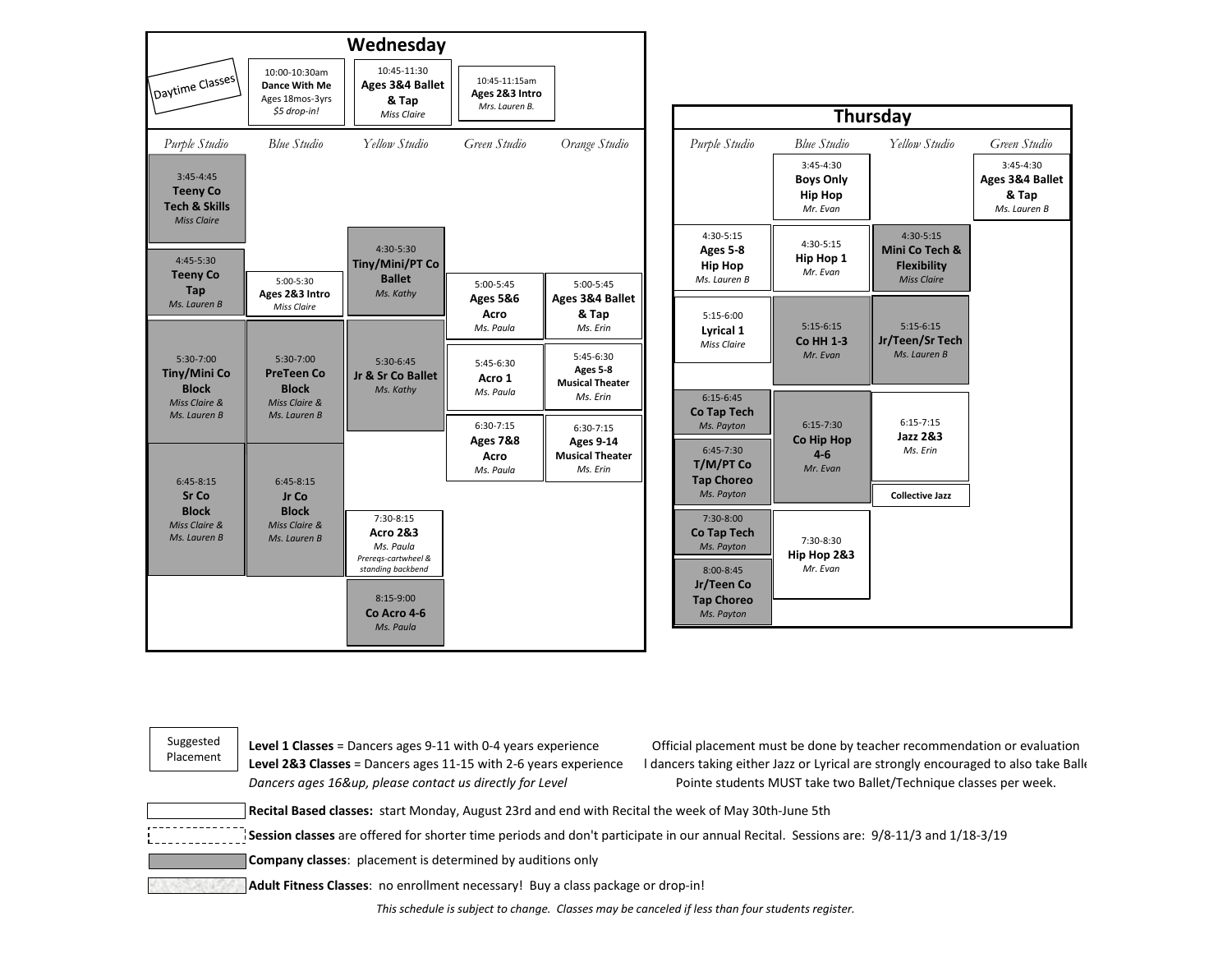## Wednesday

**Daytime Classes**

| | | |
|---|---|---|
| 10:00-10:30am **Dance With Me** Ages 18mos-3yrs *$5 drop-in!* | 10:45-11:30 **Ages 3&4 Ballet & Tap** *Miss Claire* | 10:45-11:15am **Ages 2&3 Intro** *Mrs. Lauren B.* |

| *Purple Studio* | *Blue Studio* | *Yellow Studio* | *Green Studio* | *Orange Studio* |
|---|---|---|---|---|
| 3:45-4:45 **Teeny Co Tech & Skills** *Miss Claire* | | | | |
| 4:45-5:30 **Teeny Co Tap** *Ms. Lauren B* | 5:00-5:30 **Ages 2&3 Intro** *Miss Claire* | 4:30-5:30 **Tiny/Mini/PT Co Ballet** *Ms. Kathy* | 5:00-5:45 **Ages 5&6 Acro** *Ms. Paula* | 5:00-5:45 **Ages 3&4 Ballet & Tap** *Ms. Erin* |
| 5:30-7:00 **Tiny/Mini Co Block** *Miss Claire & Ms. Lauren B* | 5:30-7:00 **PreTeen Co Block** *Miss Claire & Ms. Lauren B* | 5:30-6:45 **Jr & Sr Co Ballet** *Ms. Kathy* | 5:45-6:30 **Acro 1** *Ms. Paula* | 5:45-6:30 **Ages 5-8 Musical Theater** *Ms. Erin* |
| 6:45-8:15 **Sr Co Block** *Miss Claire & Ms. Lauren B* | 6:45-8:15 **Jr Co Block** *Miss Claire & Ms. Lauren B* | 7:30-8:15 **Acro 2&3** *Ms. Paula* *Prereqs-cartwheel & standing backbend* | 6:30-7:15 **Ages 7&8 Acro** *Ms. Paula* | 6:30-7:15 **Ages 9-14 Musical Theater** *Ms. Erin* |
| | | 8:15-9:00 **Co Acro 4-6** *Ms. Paula* | | |

## Thursday

| *Purple Studio* | *Blue Studio* | *Yellow Studio* | *Green Studio* |
|---|---|---|---|
| | 3:45-4:30 **Boys Only Hip Hop** *Mr. Evan* | | 3:45-4:30 **Ages 3&4 Ballet & Tap** *Ms. Lauren B* |
| 4:30-5:15 **Ages 5-8 Hip Hop** *Ms. Lauren B* | 4:30-5:15 **Hip Hop 1** *Mr. Evan* | 4:30-5:15 **Mini Co Tech & Flexibility** *Miss Claire* | |
| 5:15-6:00 **Lyrical 1** *Miss Claire* | 5:15-6:15 **Co HH 1-3** *Mr. Evan* | 5:15-6:15 **Jr/Teen/Sr Tech** *Ms. Lauren B* | |
| 6:15-6:45 **Co Tap Tech** *Ms. Payton* | 6:15-7:30 **Co Hip Hop 4-6** *Mr. Evan* | 6:15-7:15 **Jazz 2&3** *Ms. Erin* | |
| 6:45-7:30 **T/M/PT Co Tap Choreo** *Ms. Payton* | | **Collective Jazz** | |
| 7:30-8:00 **Co Tap Tech** *Ms. Payton* | 7:30-8:30 **Hip Hop 2&3** *Mr. Evan* | | |
| 8:00-8:45 **Jr/Teen Co Tap Choreo** *Ms. Payton* | | | |

Suggested Placement

**Level 1 Classes** = Dancers ages 9-11 with 0-4 years experience
**Level 2&3 Classes** = Dancers ages 11-15 with 2-6 years experience
*Dancers ages 16&up, please contact us directly for Level*

Official placement must be done by teacher recommendation or evaluation
l dancers taking either Jazz or Lyrical are strongly encouraged to also take Balle
Pointe students MUST take two Ballet/Technique classes per week.

**Recital Based classes:** start Monday, August 23rd and end with Recital the week of May 30th-June 5th

**Session classes** are offered for shorter time periods and don't participate in our annual Recital. Sessions are: 9/8-11/3 and 1/18-3/19

**Company classes**: placement is determined by auditions only

**Adult Fitness Classes**: no enrollment necessary! Buy a class package or drop-in!

*This schedule is subject to change. Classes may be canceled if less than four students register.*